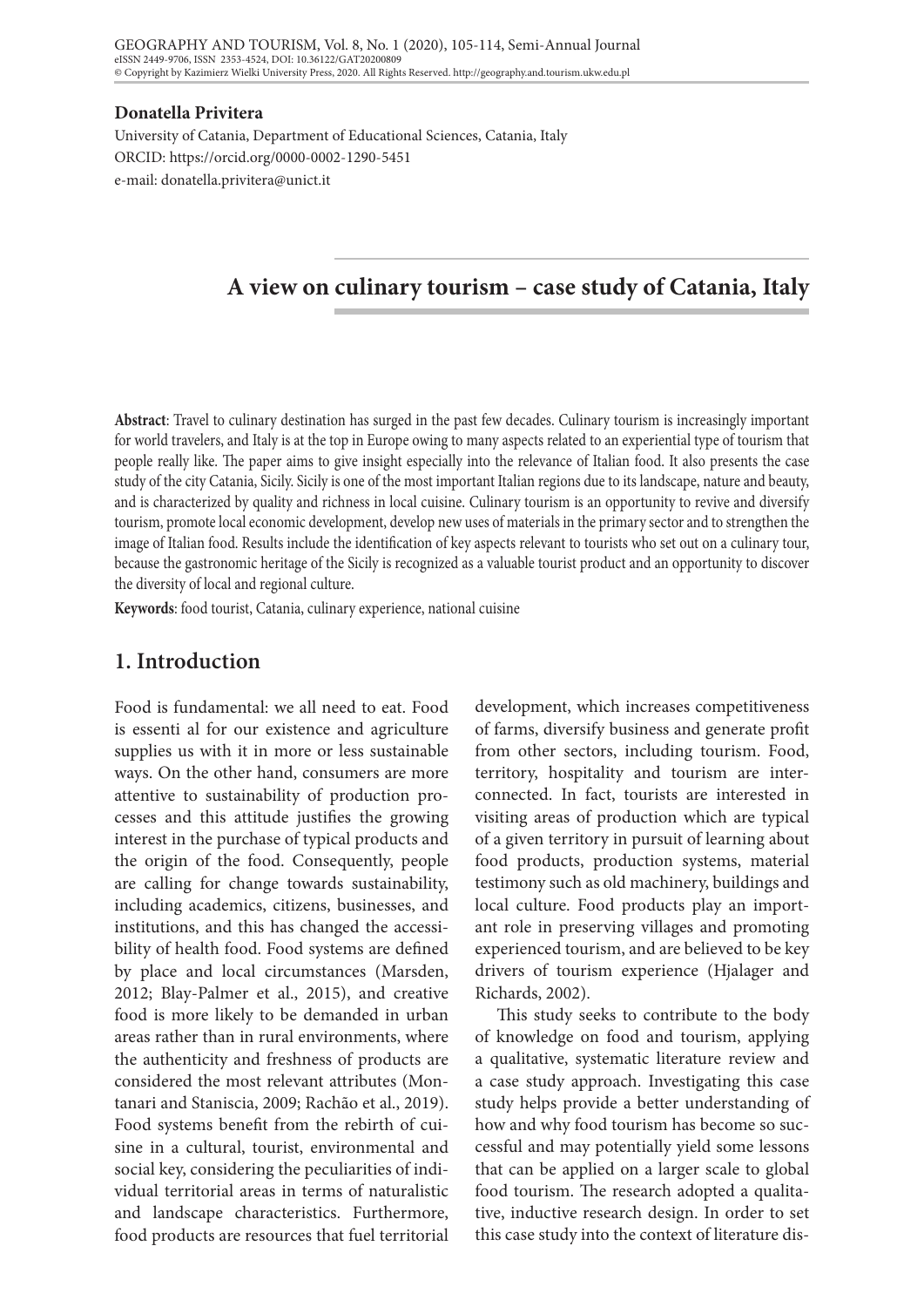**Donatella Privitera**

University of Catania, Department of Educational Sciences, Catania, Italy
ORCID: https://orcid.org/0000-0002-1290-5451
e-mail: donatella.privitera@unict.it

# A view on culinary tourism – case study of Catania, Italy

**Abstract**: Travel to culinary destination has surged in the past few decades. Culinary tourism is increasingly important for world travelers, and Italy is at the top in Europe owing to many aspects related to an experiential type of tourism that people really like. The paper aims to give insight especially into the relevance of Italian food. It also presents the case study of the city Catania, Sicily. Sicily is one of the most important Italian regions due to its landscape, nature and beauty, and is characterized by quality and richness in local cuisine. Culinary tourism is an opportunity to revive and diversify tourism, promote local economic development, develop new uses of materials in the primary sector and to strengthen the image of Italian food. Results include the identification of key aspects relevant to tourists who set out on a culinary tour, because the gastronomic heritage of the Sicily is recognized as a valuable tourist product and an opportunity to discover the diversity of local and regional culture.

**Keywords**: food tourist, Catania, culinary experience, national cuisine

## 1. Introduction

Food is fundamental: we all need to eat. Food is essenti al for our existence and agriculture supplies us with it in more or less sustainable ways. On the other hand, consumers are more attentive to sustainability of production processes and this attitude justifies the growing interest in the purchase of typical products and the origin of the food. Consequently, people are calling for change towards sustainability, including academics, citizens, businesses, and institutions, and this has changed the accessibility of health food. Food systems are defined by place and local circumstances (Marsden, 2012; Blay-Palmer et al., 2015), and creative food is more likely to be demanded in urban areas rather than in rural environments, where the authenticity and freshness of products are considered the most relevant attributes (Montanari and Staniscia, 2009; Rachão et al., 2019). Food systems benefit from the rebirth of cuisine in a cultural, tourist, environmental and social key, considering the peculiarities of individual territorial areas in terms of naturalistic and landscape characteristics. Furthermore, food products are resources that fuel territorial development, which increases competitiveness of farms, diversify business and generate profit from other sectors, including tourism. Food, territory, hospitality and tourism are interconnected. In fact, tourists are interested in visiting areas of production which are typical of a given territory in pursuit of learning about food products, production systems, material testimony such as old machinery, buildings and local culture. Food products play an important role in preserving villages and promoting experienced tourism, and are believed to be key drivers of tourism experience (Hjalager and Richards, 2002).

This study seeks to contribute to the body of knowledge on food and tourism, applying a qualitative, systematic literature review and a case study approach. Investigating this case study helps provide a better understanding of how and why food tourism has become so successful and may potentially yield some lessons that can be applied on a larger scale to global food tourism. The research adopted a qualitative, inductive research design. In order to set this case study into the context of literature dis-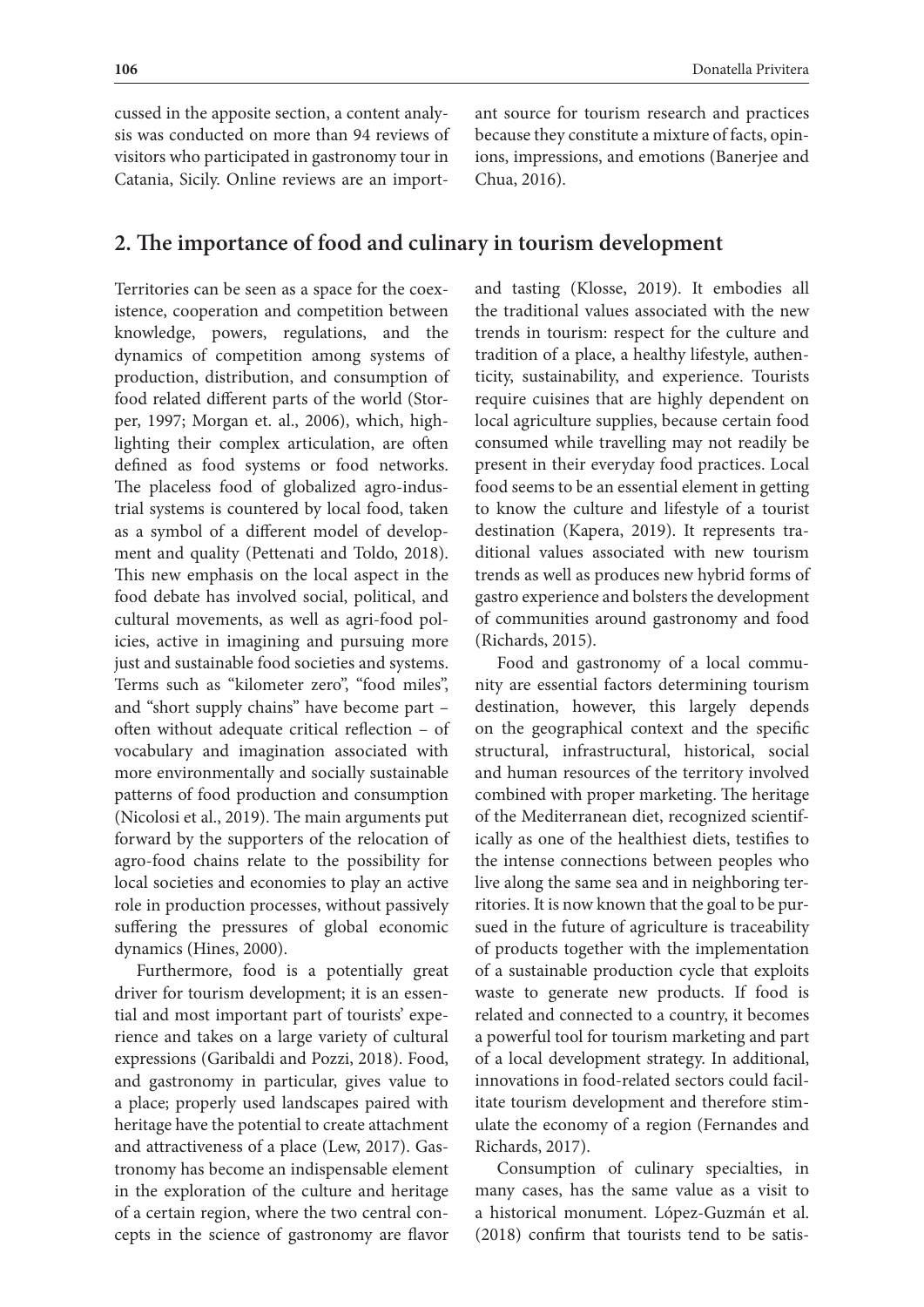cussed in the apposite section, a content analysis was conducted on more than 94 reviews of visitors who participated in gastronomy tour in Catania, Sicily. Online reviews are an important source for tourism research and practices because they constitute a mixture of facts, opinions, impressions, and emotions (Banerjee and Chua, 2016).

## 2. The importance of food and culinary in tourism development

Territories can be seen as a space for the coexistence, cooperation and competition between knowledge, powers, regulations, and the dynamics of competition among systems of production, distribution, and consumption of food related different parts of the world (Storper, 1997; Morgan et. al., 2006), which, highlighting their complex articulation, are often defined as food systems or food networks. The placeless food of globalized agro-industrial systems is countered by local food, taken as a symbol of a different model of development and quality (Pettenati and Toldo, 2018). This new emphasis on the local aspect in the food debate has involved social, political, and cultural movements, as well as agri-food policies, active in imagining and pursuing more just and sustainable food societies and systems. Terms such as "kilometer zero", "food miles", and "short supply chains" have become part – often without adequate critical reflection – of vocabulary and imagination associated with more environmentally and socially sustainable patterns of food production and consumption (Nicolosi et al., 2019). The main arguments put forward by the supporters of the relocation of agro-food chains relate to the possibility for local societies and economies to play an active role in production processes, without passively suffering the pressures of global economic dynamics (Hines, 2000).

Furthermore, food is a potentially great driver for tourism development; it is an essential and most important part of tourists' experience and takes on a large variety of cultural expressions (Garibaldi and Pozzi, 2018). Food, and gastronomy in particular, gives value to a place; properly used landscapes paired with heritage have the potential to create attachment and attractiveness of a place (Lew, 2017). Gastronomy has become an indispensable element in the exploration of the culture and heritage of a certain region, where the two central concepts in the science of gastronomy are flavor and tasting (Klosse, 2019). It embodies all the traditional values associated with the new trends in tourism: respect for the culture and tradition of a place, a healthy lifestyle, authenticity, sustainability, and experience. Tourists require cuisines that are highly dependent on local agriculture supplies, because certain food consumed while travelling may not readily be present in their everyday food practices. Local food seems to be an essential element in getting to know the culture and lifestyle of a tourist destination (Kapera, 2019). It represents traditional values associated with new tourism trends as well as produces new hybrid forms of gastro experience and bolsters the development of communities around gastronomy and food (Richards, 2015).

Food and gastronomy of a local community are essential factors determining tourism destination, however, this largely depends on the geographical context and the specific structural, infrastructural, historical, social and human resources of the territory involved combined with proper marketing. The heritage of the Mediterranean diet, recognized scientifically as one of the healthiest diets, testifies to the intense connections between peoples who live along the same sea and in neighboring territories. It is now known that the goal to be pursued in the future of agriculture is traceability of products together with the implementation of a sustainable production cycle that exploits waste to generate new products. If food is related and connected to a country, it becomes a powerful tool for tourism marketing and part of a local development strategy. In additional, innovations in food-related sectors could facilitate tourism development and therefore stimulate the economy of a region (Fernandes and Richards, 2017).

Consumption of culinary specialties, in many cases, has the same value as a visit to a historical monument. López-Guzmán et al. (2018) confirm that tourists tend to be satis-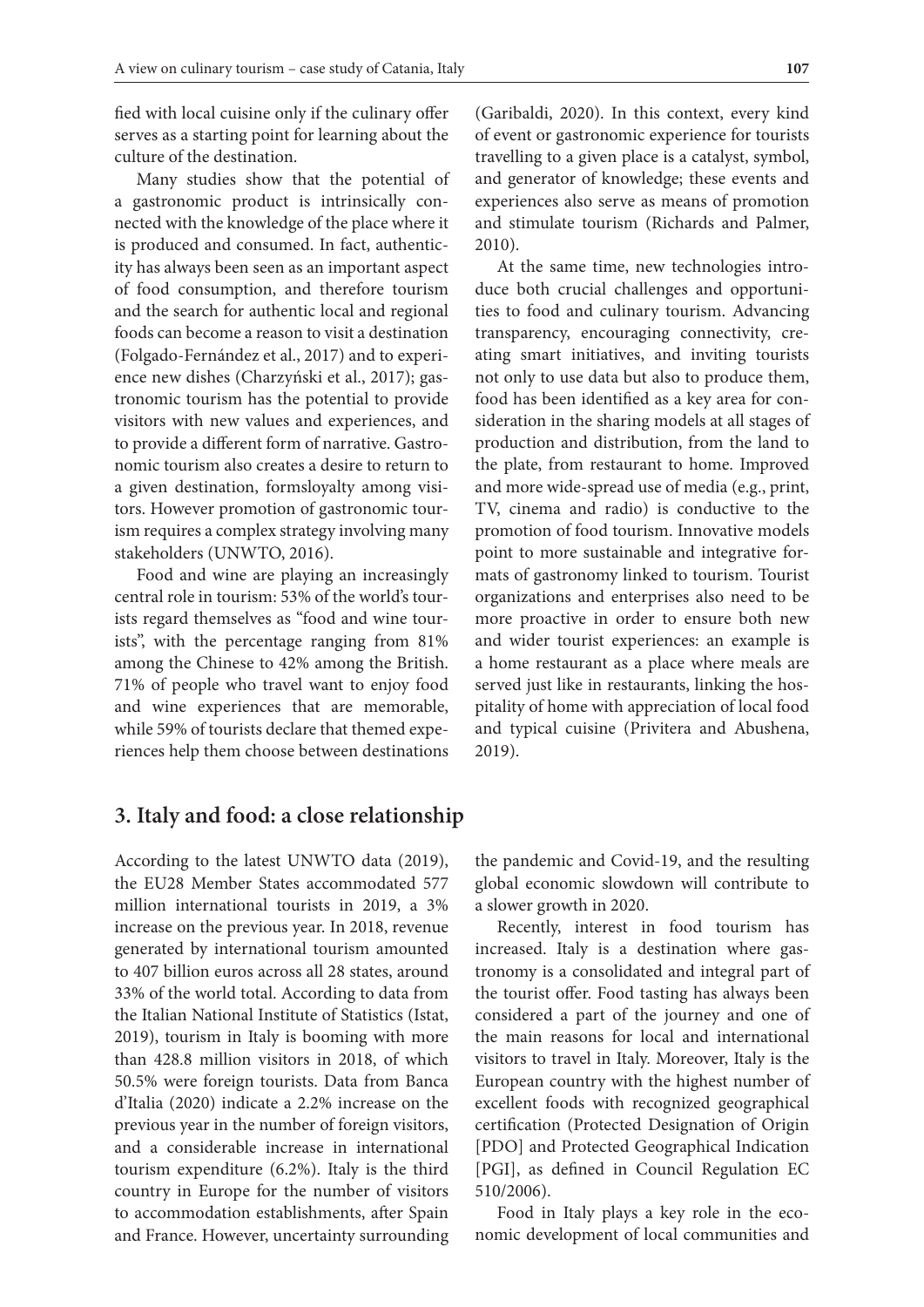fied with local cuisine only if the culinary offer serves as a starting point for learning about the culture of the destination.

Many studies show that the potential of a gastronomic product is intrinsically connected with the knowledge of the place where it is produced and consumed. In fact, authenticity has always been seen as an important aspect of food consumption, and therefore tourism and the search for authentic local and regional foods can become a reason to visit a destination (Folgado-Fernández et al., 2017) and to experience new dishes (Charzyński et al., 2017); gastronomic tourism has the potential to provide visitors with new values and experiences, and to provide a different form of narrative. Gastronomic tourism also creates a desire to return to a given destination, formsloyalty among visitors. However promotion of gastronomic tourism requires a complex strategy involving many stakeholders (UNWTO, 2016).

Food and wine are playing an increasingly central role in tourism: 53% of the world's tourists regard themselves as "food and wine tourists", with the percentage ranging from 81% among the Chinese to 42% among the British. 71% of people who travel want to enjoy food and wine experiences that are memorable, while 59% of tourists declare that themed experiences help them choose between destinations (Garibaldi, 2020). In this context, every kind of event or gastronomic experience for tourists travelling to a given place is a catalyst, symbol, and generator of knowledge; these events and experiences also serve as means of promotion and stimulate tourism (Richards and Palmer, 2010).

At the same time, new technologies introduce both crucial challenges and opportunities to food and culinary tourism. Advancing transparency, encouraging connectivity, creating smart initiatives, and inviting tourists not only to use data but also to produce them, food has been identified as a key area for consideration in the sharing models at all stages of production and distribution, from the land to the plate, from restaurant to home. Improved and more wide-spread use of media (e.g., print, TV, cinema and radio) is conductive to the promotion of food tourism. Innovative models point to more sustainable and integrative formats of gastronomy linked to tourism. Tourist organizations and enterprises also need to be more proactive in order to ensure both new and wider tourist experiences: an example is a home restaurant as a place where meals are served just like in restaurants, linking the hospitality of home with appreciation of local food and typical cuisine (Privitera and Abushena, 2019).

## 3. Italy and food: a close relationship

According to the latest UNWTO data (2019), the EU28 Member States accommodated 577 million international tourists in 2019, a 3% increase on the previous year. In 2018, revenue generated by international tourism amounted to 407 billion euros across all 28 states, around 33% of the world total. According to data from the Italian National Institute of Statistics (Istat, 2019), tourism in Italy is booming with more than 428.8 million visitors in 2018, of which 50.5% were foreign tourists. Data from Banca d'Italia (2020) indicate a 2.2% increase on the previous year in the number of foreign visitors, and a considerable increase in international tourism expenditure (6.2%). Italy is the third country in Europe for the number of visitors to accommodation establishments, after Spain and France. However, uncertainty surrounding the pandemic and Covid-19, and the resulting global economic slowdown will contribute to a slower growth in 2020.

Recently, interest in food tourism has increased. Italy is a destination where gastronomy is a consolidated and integral part of the tourist offer. Food tasting has always been considered a part of the journey and one of the main reasons for local and international visitors to travel in Italy. Moreover, Italy is the European country with the highest number of excellent foods with recognized geographical certification (Protected Designation of Origin [PDO] and Protected Geographical Indication [PGI], as defined in Council Regulation EC 510/2006).

Food in Italy plays a key role in the economic development of local communities and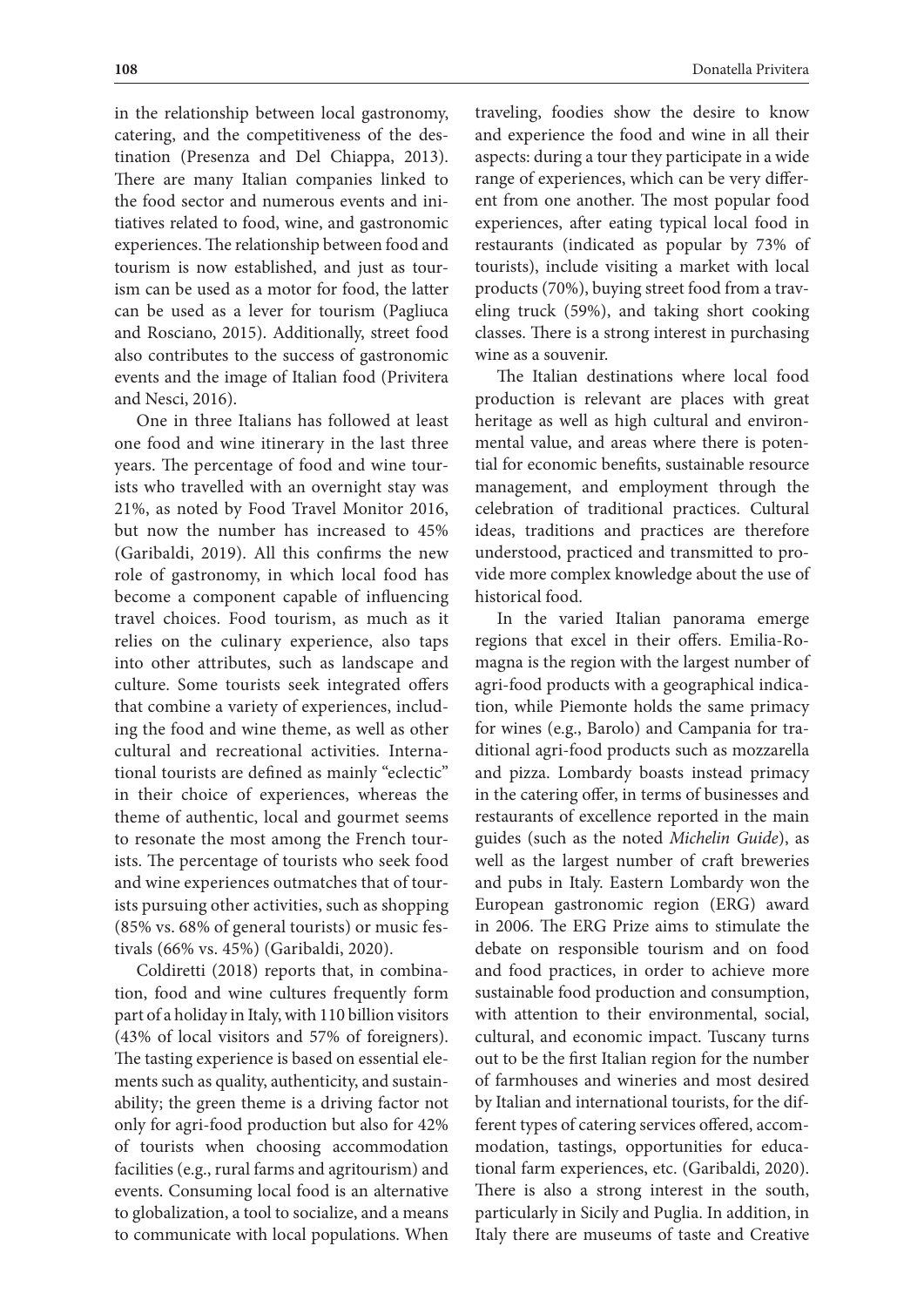in the relationship between local gastronomy, catering, and the competitiveness of the destination (Presenza and Del Chiappa, 2013). There are many Italian companies linked to the food sector and numerous events and initiatives related to food, wine, and gastronomic experiences. The relationship between food and tourism is now established, and just as tourism can be used as a motor for food, the latter can be used as a lever for tourism (Pagliuca and Rosciano, 2015). Additionally, street food also contributes to the success of gastronomic events and the image of Italian food (Privitera and Nesci, 2016).

One in three Italians has followed at least one food and wine itinerary in the last three years. The percentage of food and wine tourists who travelled with an overnight stay was 21%, as noted by Food Travel Monitor 2016, but now the number has increased to 45% (Garibaldi, 2019). All this confirms the new role of gastronomy, in which local food has become a component capable of influencing travel choices. Food tourism, as much as it relies on the culinary experience, also taps into other attributes, such as landscape and culture. Some tourists seek integrated offers that combine a variety of experiences, including the food and wine theme, as well as other cultural and recreational activities. International tourists are defined as mainly "eclectic" in their choice of experiences, whereas the theme of authentic, local and gourmet seems to resonate the most among the French tourists. The percentage of tourists who seek food and wine experiences outmatches that of tourists pursuing other activities, such as shopping (85% vs. 68% of general tourists) or music festivals (66% vs. 45%) (Garibaldi, 2020).

Coldiretti (2018) reports that, in combination, food and wine cultures frequently form part of a holiday in Italy, with 110 billion visitors (43% of local visitors and 57% of foreigners). The tasting experience is based on essential elements such as quality, authenticity, and sustainability; the green theme is a driving factor not only for agri-food production but also for 42% of tourists when choosing accommodation facilities (e.g., rural farms and agritourism) and events. Consuming local food is an alternative to globalization, a tool to socialize, and a means to communicate with local populations. When traveling, foodies show the desire to know and experience the food and wine in all their aspects: during a tour they participate in a wide range of experiences, which can be very different from one another. The most popular food experiences, after eating typical local food in restaurants (indicated as popular by 73% of tourists), include visiting a market with local products (70%), buying street food from a traveling truck (59%), and taking short cooking classes. There is a strong interest in purchasing wine as a souvenir.

The Italian destinations where local food production is relevant are places with great heritage as well as high cultural and environmental value, and areas where there is potential for economic benefits, sustainable resource management, and employment through the celebration of traditional practices. Cultural ideas, traditions and practices are therefore understood, practiced and transmitted to provide more complex knowledge about the use of historical food.

In the varied Italian panorama emerge regions that excel in their offers. Emilia-Romagna is the region with the largest number of agri-food products with a geographical indication, while Piemonte holds the same primacy for wines (e.g., Barolo) and Campania for traditional agri-food products such as mozzarella and pizza. Lombardy boasts instead primacy in the catering offer, in terms of businesses and restaurants of excellence reported in the main guides (such as the noted *Michelin Guide*), as well as the largest number of craft breweries and pubs in Italy. Eastern Lombardy won the European gastronomic region (ERG) award in 2006. The ERG Prize aims to stimulate the debate on responsible tourism and on food and food practices, in order to achieve more sustainable food production and consumption, with attention to their environmental, social, cultural, and economic impact. Tuscany turns out to be the first Italian region for the number of farmhouses and wineries and most desired by Italian and international tourists, for the different types of catering services offered, accommodation, tastings, opportunities for educational farm experiences, etc. (Garibaldi, 2020). There is also a strong interest in the south, particularly in Sicily and Puglia. In addition, in Italy there are museums of taste and Creative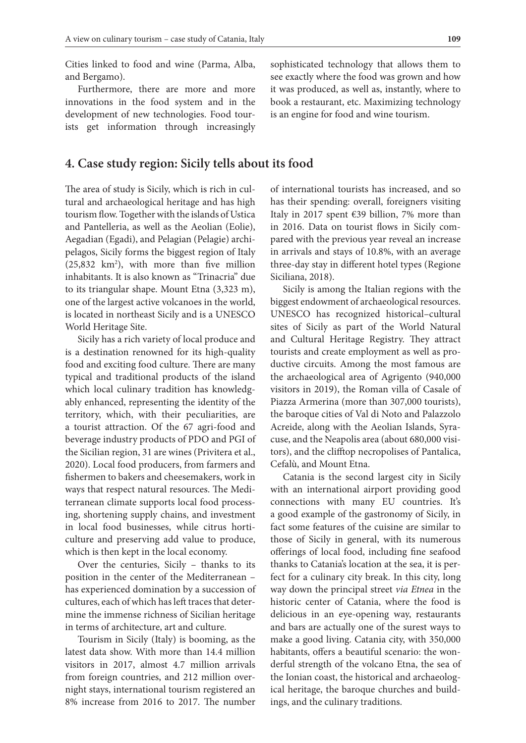Cities linked to food and wine (Parma, Alba, and Bergamo).

Furthermore, there are more and more innovations in the food system and in the development of new technologies. Food tourists get information through increasingly sophisticated technology that allows them to see exactly where the food was grown and how it was produced, as well as, instantly, where to book a restaurant, etc. Maximizing technology is an engine for food and wine tourism.

## 4. Case study region: Sicily tells about its food

The area of study is Sicily, which is rich in cultural and archaeological heritage and has high tourism flow. Together with the islands of Ustica and Pantelleria, as well as the Aeolian (Eolie), Aegadian (Egadi), and Pelagian (Pelagie) archipelagos, Sicily forms the biggest region of Italy (25,832 km$^2$), with more than five million inhabitants. It is also known as "Trinacria" due to its triangular shape. Mount Etna (3,323 m), one of the largest active volcanoes in the world, is located in northeast Sicily and is a UNESCO World Heritage Site.

Sicily has a rich variety of local produce and is a destination renowned for its high-quality food and exciting food culture. There are many typical and traditional products of the island which local culinary tradition has knowledgably enhanced, representing the identity of the territory, which, with their peculiarities, are a tourist attraction. Of the 67 agri-food and beverage industry products of PDO and PGI of the Sicilian region, 31 are wines (Privitera et al., 2020). Local food producers, from farmers and fishermen to bakers and cheesemakers, work in ways that respect natural resources. The Mediterranean climate supports local food processing, shortening supply chains, and investment in local food businesses, while citrus horticulture and preserving add value to produce, which is then kept in the local economy.

Over the centuries, Sicily – thanks to its position in the center of the Mediterranean – has experienced domination by a succession of cultures, each of which has left traces that determine the immense richness of Sicilian heritage in terms of architecture, art and culture.

Tourism in Sicily (Italy) is booming, as the latest data show. With more than 14.4 million visitors in 2017, almost 4.7 million arrivals from foreign countries, and 212 million overnight stays, international tourism registered an 8% increase from 2016 to 2017. The number of international tourists has increased, and so has their spending: overall, foreigners visiting Italy in 2017 spent €39 billion, 7% more than in 2016. Data on tourist flows in Sicily compared with the previous year reveal an increase in arrivals and stays of 10.8%, with an average three-day stay in different hotel types (Regione Siciliana, 2018).

Sicily is among the Italian regions with the biggest endowment of archaeological resources. UNESCO has recognized historical–cultural sites of Sicily as part of the World Natural and Cultural Heritage Registry. They attract tourists and create employment as well as productive circuits. Among the most famous are the archaeological area of Agrigento (940,000 visitors in 2019), the Roman villa of Casale of Piazza Armerina (more than 307,000 tourists), the baroque cities of Val di Noto and Palazzolo Acreide, along with the Aeolian Islands, Syracuse, and the Neapolis area (about 680,000 visitors), and the clifftop necropolises of Pantalica, Cefalù, and Mount Etna.

Catania is the second largest city in Sicily with an international airport providing good connections with many EU countries. It's a good example of the gastronomy of Sicily, in fact some features of the cuisine are similar to those of Sicily in general, with its numerous offerings of local food, including fine seafood thanks to Catania's location at the sea, it is perfect for a culinary city break. In this city, long way down the principal street *via Etnea* in the historic center of Catania, where the food is delicious in an eye-opening way, restaurants and bars are actually one of the surest ways to make a good living. Catania city, with 350,000 habitants, offers a beautiful scenario: the wonderful strength of the volcano Etna, the sea of the Ionian coast, the historical and archaeological heritage, the baroque churches and buildings, and the culinary traditions.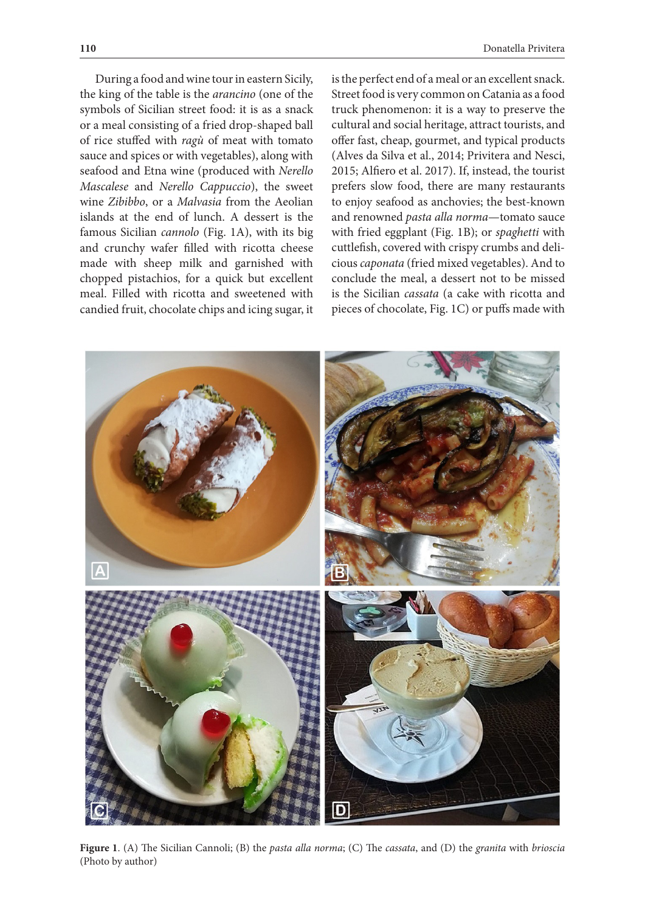During a food and wine tour in eastern Sicily, the king of the table is the *arancino* (one of the symbols of Sicilian street food: it is as a snack or a meal consisting of a fried drop-shaped ball of rice stuffed with *ragù* of meat with tomato sauce and spices or with vegetables), along with seafood and Etna wine (produced with *Nerello Mascalese* and *Nerello Cappuccio*), the sweet wine *Zibibbo*, or a *Malvasia* from the Aeolian islands at the end of lunch. A dessert is the famous Sicilian *cannolo* (Fig. 1A), with its big and crunchy wafer filled with ricotta cheese made with sheep milk and garnished with chopped pistachios, for a quick but excellent meal. Filled with ricotta and sweetened with candied fruit, chocolate chips and icing sugar, it is the perfect end of a meal or an excellent snack. Street food is very common on Catania as a food truck phenomenon: it is a way to preserve the cultural and social heritage, attract tourists, and offer fast, cheap, gourmet, and typical products (Alves da Silva et al., 2014; Privitera and Nesci, 2015; Alfiero et al. 2017). If, instead, the tourist prefers slow food, there are many restaurants to enjoy seafood as anchovies; the best-known and renowned *pasta alla norma*—tomato sauce with fried eggplant (Fig. 1B); or *spaghetti* with cuttlefish, covered with crispy crumbs and delicious *caponata* (fried mixed vegetables). And to conclude the meal, a dessert not to be missed is the Sicilian *cassata* (a cake with ricotta and pieces of chocolate, Fig. 1C) or puffs made with

**Figure 1**. (A) The Sicilian Cannoli; (B) the *pasta alla norma*; (C) The *cassata*, and (D) the *granita* with *brioscia* (Photo by author)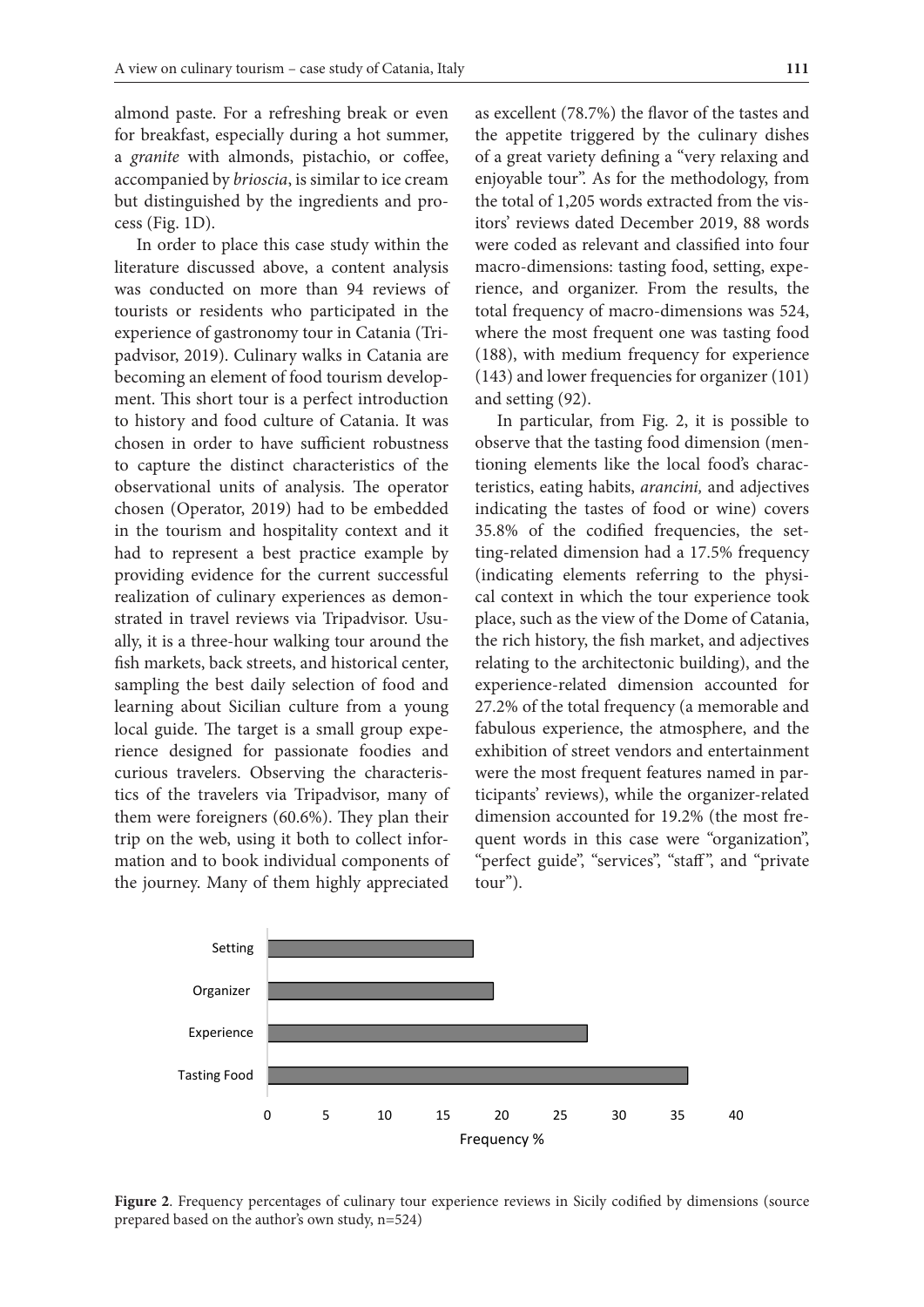almond paste. For a refreshing break or even for breakfast, especially during a hot summer, a *granite* with almonds, pistachio, or coffee, accompanied by *brioscia*, is similar to ice cream but distinguished by the ingredients and process (Fig. 1D).

In order to place this case study within the literature discussed above, a content analysis was conducted on more than 94 reviews of tourists or residents who participated in the experience of gastronomy tour in Catania (Tripadvisor, 2019). Culinary walks in Catania are becoming an element of food tourism development. This short tour is a perfect introduction to history and food culture of Catania. It was chosen in order to have sufficient robustness to capture the distinct characteristics of the observational units of analysis. The operator chosen (Operator, 2019) had to be embedded in the tourism and hospitality context and it had to represent a best practice example by providing evidence for the current successful realization of culinary experiences as demonstrated in travel reviews via Tripadvisor. Usually, it is a three-hour walking tour around the fish markets, back streets, and historical center, sampling the best daily selection of food and learning about Sicilian culture from a young local guide. The target is a small group experience designed for passionate foodies and curious travelers. Observing the characteristics of the travelers via Tripadvisor, many of them were foreigners (60.6%). They plan their trip on the web, using it both to collect information and to book individual components of the journey. Many of them highly appreciated as excellent (78.7%) the flavor of the tastes and the appetite triggered by the culinary dishes of a great variety defining a "very relaxing and enjoyable tour". As for the methodology, from the total of 1,205 words extracted from the visitors' reviews dated December 2019, 88 words were coded as relevant and classified into four macro-dimensions: tasting food, setting, experience, and organizer. From the results, the total frequency of macro-dimensions was 524, where the most frequent one was tasting food (188), with medium frequency for experience (143) and lower frequencies for organizer (101) and setting (92).

In particular, from Fig. 2, it is possible to observe that the tasting food dimension (mentioning elements like the local food's characteristics, eating habits, *arancini,* and adjectives indicating the tastes of food or wine) covers 35.8% of the codified frequencies, the setting-related dimension had a 17.5% frequency (indicating elements referring to the physical context in which the tour experience took place, such as the view of the Dome of Catania, the rich history, the fish market, and adjectives relating to the architectonic building), and the experience-related dimension accounted for 27.2% of the total frequency (a memorable and fabulous experience, the atmosphere, and the exhibition of street vendors and entertainment were the most frequent features named in participants' reviews), while the organizer-related dimension accounted for 19.2% (the most frequent words in this case were "organization", "perfect guide", "services", "staff", and "private tour").

**Figure 2**. Frequency percentages of culinary tour experience reviews in Sicily codified by dimensions (source prepared based on the author's own study, n=524)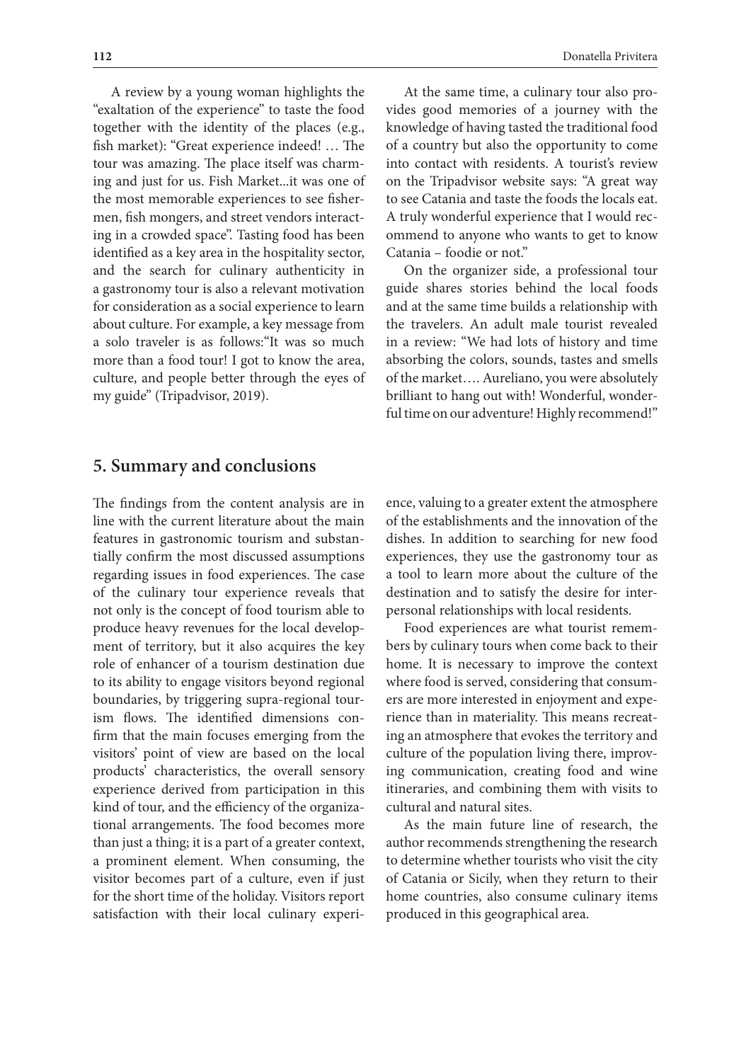A review by a young woman highlights the "exaltation of the experience" to taste the food together with the identity of the places (e.g., fish market): "Great experience indeed! … The tour was amazing. The place itself was charming and just for us. Fish Market...it was one of the most memorable experiences to see fishermen, fish mongers, and street vendors interacting in a crowded space". Tasting food has been identified as a key area in the hospitality sector, and the search for culinary authenticity in a gastronomy tour is also a relevant motivation for consideration as a social experience to learn about culture. For example, a key message from a solo traveler is as follows:"It was so much more than a food tour! I got to know the area, culture, and people better through the eyes of my guide" (Tripadvisor, 2019).

At the same time, a culinary tour also provides good memories of a journey with the knowledge of having tasted the traditional food of a country but also the opportunity to come into contact with residents. A tourist's review on the Tripadvisor website says: "A great way to see Catania and taste the foods the locals eat. A truly wonderful experience that I would recommend to anyone who wants to get to know Catania – foodie or not."

On the organizer side, a professional tour guide shares stories behind the local foods and at the same time builds a relationship with the travelers. An adult male tourist revealed in a review: "We had lots of history and time absorbing the colors, sounds, tastes and smells of the market…. Aureliano, you were absolutely brilliant to hang out with! Wonderful, wonderful time on our adventure! Highly recommend!"

## 5. Summary and conclusions

The findings from the content analysis are in line with the current literature about the main features in gastronomic tourism and substantially confirm the most discussed assumptions regarding issues in food experiences. The case of the culinary tour experience reveals that not only is the concept of food tourism able to produce heavy revenues for the local development of territory, but it also acquires the key role of enhancer of a tourism destination due to its ability to engage visitors beyond regional boundaries, by triggering supra-regional tourism flows. The identified dimensions confirm that the main focuses emerging from the visitors' point of view are based on the local products' characteristics, the overall sensory experience derived from participation in this kind of tour, and the efficiency of the organizational arrangements. The food becomes more than just a thing; it is a part of a greater context, a prominent element. When consuming, the visitor becomes part of a culture, even if just for the short time of the holiday. Visitors report satisfaction with their local culinary experience, valuing to a greater extent the atmosphere of the establishments and the innovation of the dishes. In addition to searching for new food experiences, they use the gastronomy tour as a tool to learn more about the culture of the destination and to satisfy the desire for interpersonal relationships with local residents.

Food experiences are what tourist remembers by culinary tours when come back to their home. It is necessary to improve the context where food is served, considering that consumers are more interested in enjoyment and experience than in materiality. This means recreating an atmosphere that evokes the territory and culture of the population living there, improving communication, creating food and wine itineraries, and combining them with visits to cultural and natural sites.

As the main future line of research, the author recommends strengthening the research to determine whether tourists who visit the city of Catania or Sicily, when they return to their home countries, also consume culinary items produced in this geographical area.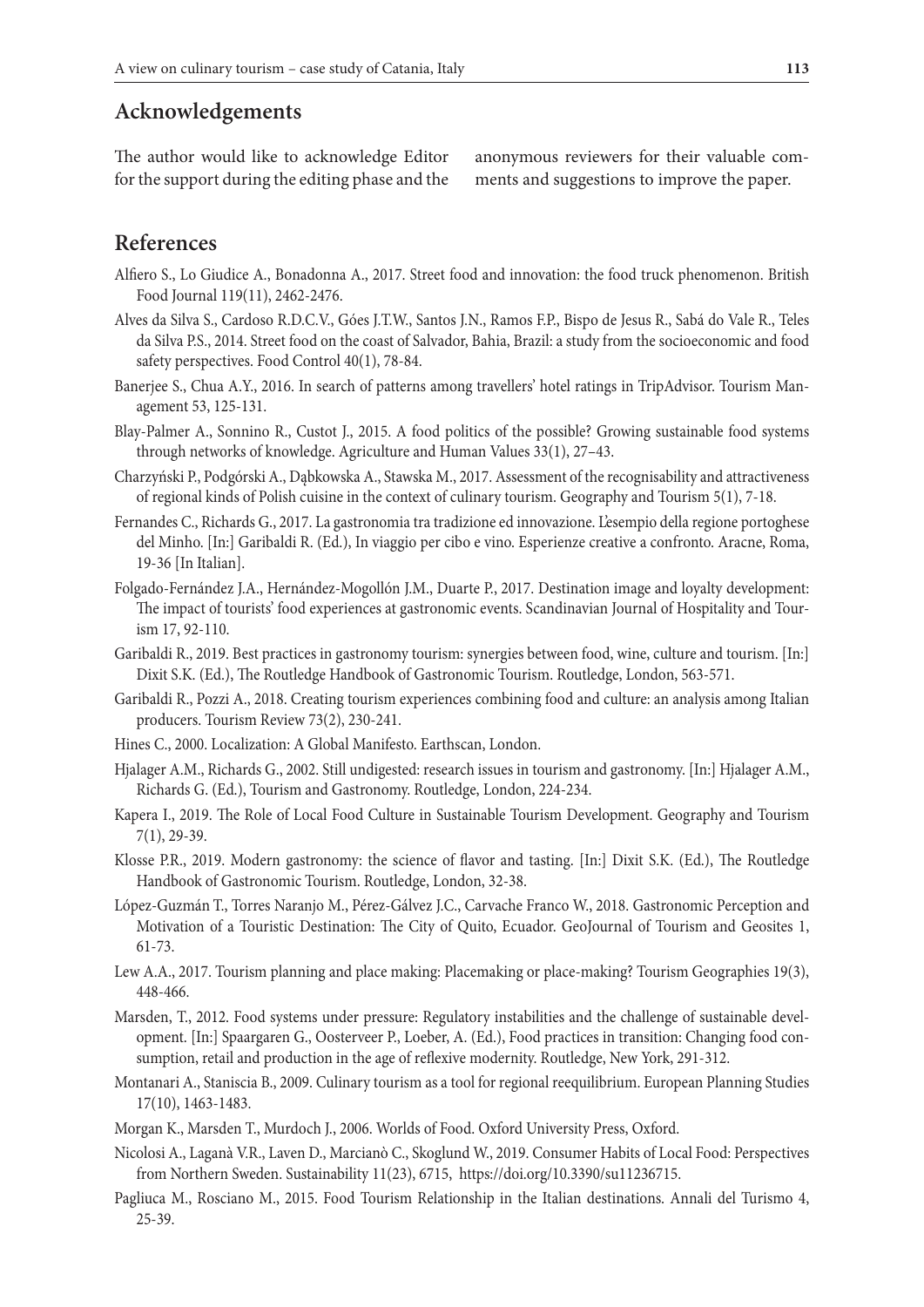## Acknowledgements

The author would like to acknowledge Editor for the support during the editing phase and the anonymous reviewers for their valuable comments and suggestions to improve the paper.

## References

Alfiero S., Lo Giudice A., Bonadonna A., 2017. Street food and innovation: the food truck phenomenon. British Food Journal 119(11), 2462-2476.

Alves da Silva S., Cardoso R.D.C.V., Góes J.T.W., Santos J.N., Ramos F.P., Bispo de Jesus R., Sabá do Vale R., Teles da Silva P.S., 2014. Street food on the coast of Salvador, Bahia, Brazil: a study from the socioeconomic and food safety perspectives. Food Control 40(1), 78-84.

Banerjee S., Chua A.Y., 2016. In search of patterns among travellers' hotel ratings in TripAdvisor. Tourism Management 53, 125-131.

Blay-Palmer A., Sonnino R., Custot J., 2015. A food politics of the possible? Growing sustainable food systems through networks of knowledge. Agriculture and Human Values 33(1), 27–43.

Charzyński P., Podgórski A., Dąbkowska A., Stawska M., 2017. Assessment of the recognisability and attractiveness of regional kinds of Polish cuisine in the context of culinary tourism. Geography and Tourism 5(1), 7-18.

Fernandes C., Richards G., 2017. La gastronomia tra tradizione ed innovazione. L'esempio della regione portoghese del Minho. [In:] Garibaldi R. (Ed.), In viaggio per cibo e vino. Esperienze creative a confronto. Aracne, Roma, 19-36 [In Italian].

Folgado-Fernández J.A., Hernández-Mogollón J.M., Duarte P., 2017. Destination image and loyalty development: The impact of tourists' food experiences at gastronomic events. Scandinavian Journal of Hospitality and Tourism 17, 92-110.

Garibaldi R., 2019. Best practices in gastronomy tourism: synergies between food, wine, culture and tourism. [In:] Dixit S.K. (Ed.), The Routledge Handbook of Gastronomic Tourism. Routledge, London, 563-571.

Garibaldi R., Pozzi A., 2018. Creating tourism experiences combining food and culture: an analysis among Italian producers. Tourism Review 73(2), 230-241.

Hines C., 2000. Localization: A Global Manifesto. Earthscan, London.

Hjalager A.M., Richards G., 2002. Still undigested: research issues in tourism and gastronomy. [In:] Hjalager A.M., Richards G. (Ed.), Tourism and Gastronomy. Routledge, London, 224-234.

Kapera I., 2019. The Role of Local Food Culture in Sustainable Tourism Development. Geography and Tourism 7(1), 29-39.

Klosse P.R., 2019. Modern gastronomy: the science of flavor and tasting. [In:] Dixit S.K. (Ed.), The Routledge Handbook of Gastronomic Tourism. Routledge, London, 32-38.

López-Guzmán T., Torres Naranjo M., Pérez-Gálvez J.C., Carvache Franco W., 2018. Gastronomic Perception and Motivation of a Touristic Destination: The City of Quito, Ecuador. GeoJournal of Tourism and Geosites 1, 61-73.

Lew A.A., 2017. Tourism planning and place making: Placemaking or place-making? Tourism Geographies 19(3), 448-466.

Marsden, T., 2012. Food systems under pressure: Regulatory instabilities and the challenge of sustainable development. [In:] Spaargaren G., Oosterveer P., Loeber, A. (Ed.), Food practices in transition: Changing food consumption, retail and production in the age of reflexive modernity. Routledge, New York, 291-312.

Montanari A., Staniscia B., 2009. Culinary tourism as a tool for regional reequilibrium. European Planning Studies 17(10), 1463-1483.

Morgan K., Marsden T., Murdoch J., 2006. Worlds of Food. Oxford University Press, Oxford.

Nicolosi A., Laganà V.R., Laven D., Marcianò C., Skoglund W., 2019. Consumer Habits of Local Food: Perspectives from Northern Sweden. Sustainability 11(23), 6715, https://doi.org/10.3390/su11236715.

Pagliuca M., Rosciano M., 2015. Food Tourism Relationship in the Italian destinations. Annali del Turismo 4, 25-39.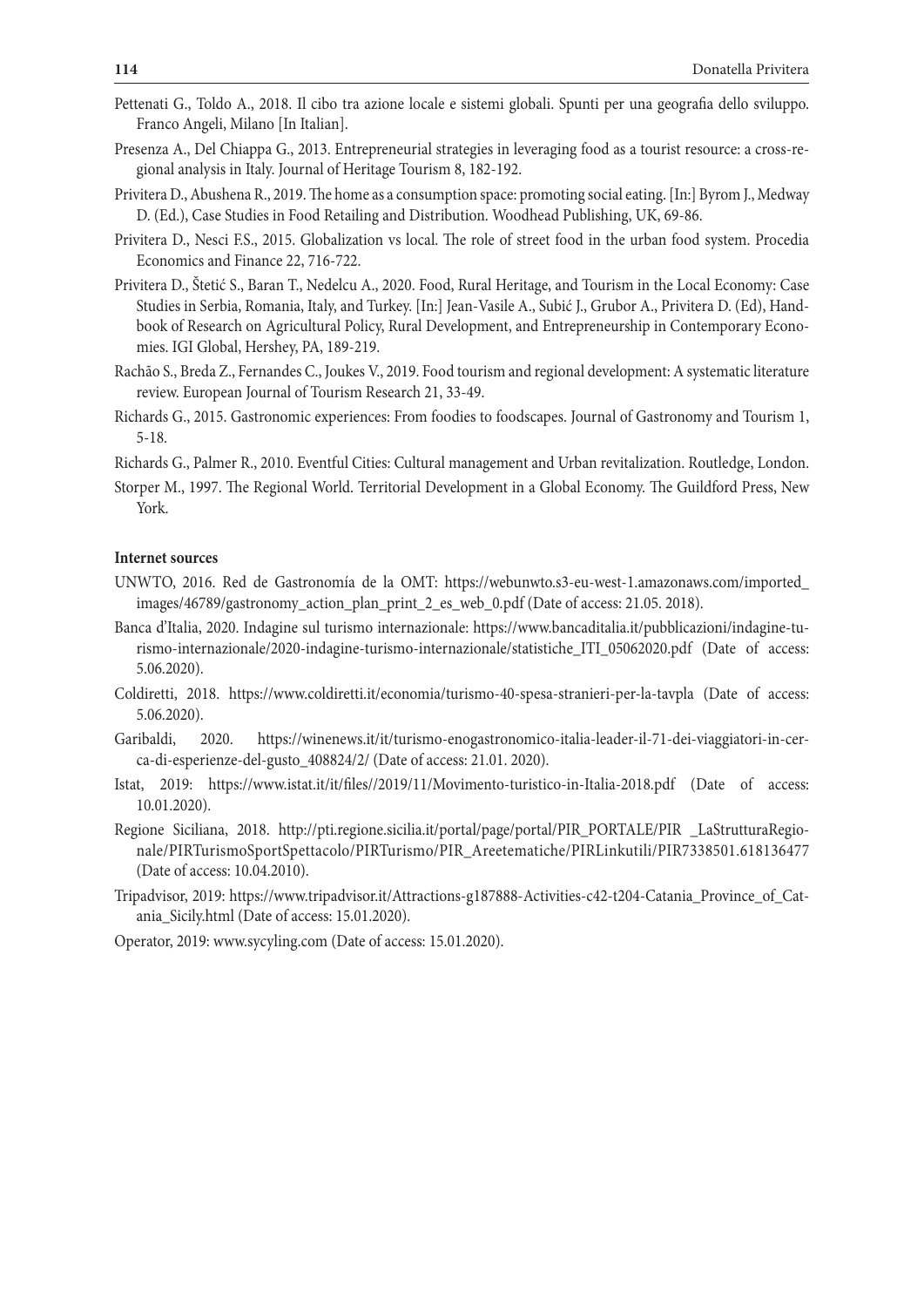Pettenati G., Toldo A., 2018. Il cibo tra azione locale e sistemi globali. Spunti per una geografia dello sviluppo. Franco Angeli, Milano [In Italian].

Presenza A., Del Chiappa G., 2013. Entrepreneurial strategies in leveraging food as a tourist resource: a cross-regional analysis in Italy. Journal of Heritage Tourism 8, 182-192.

Privitera D., Abushena R., 2019. The home as a consumption space: promoting social eating. [In:] Byrom J., Medway D. (Ed.), Case Studies in Food Retailing and Distribution. Woodhead Publishing, UK, 69-86.

Privitera D., Nesci F.S., 2015. Globalization vs local. The role of street food in the urban food system. Procedia Economics and Finance 22, 716-722.

Privitera D., Štetić S., Baran T., Nedelcu A., 2020. Food, Rural Heritage, and Tourism in the Local Economy: Case Studies in Serbia, Romania, Italy, and Turkey. [In:] Jean-Vasile A., Subić J., Grubor A., Privitera D. (Ed), Handbook of Research on Agricultural Policy, Rural Development, and Entrepreneurship in Contemporary Economies. IGI Global, Hershey, PA, 189-219.

Rachão S., Breda Z., Fernandes C., Joukes V., 2019. Food tourism and regional development: A systematic literature review. European Journal of Tourism Research 21, 33-49.

Richards G., 2015. Gastronomic experiences: From foodies to foodscapes. Journal of Gastronomy and Tourism 1, 5-18.

Richards G., Palmer R., 2010. Eventful Cities: Cultural management and Urban revitalization. Routledge, London.

Storper M., 1997. The Regional World. Territorial Development in a Global Economy. The Guildford Press, New York.

**Internet sources**

UNWTO, 2016. Red de Gastronomía de la OMT: https://webunwto.s3-eu-west-1.amazonaws.com/imported_images/46789/gastronomy_action_plan_print_2_es_web_0.pdf (Date of access: 21.05. 2018).

Banca d'Italia, 2020. Indagine sul turismo internazionale: https://www.bancaditalia.it/pubblicazioni/indagine-turismo-internazionale/2020-indagine-turismo-internazionale/statistiche_ITI_05062020.pdf (Date of access: 5.06.2020).

Coldiretti, 2018. https://www.coldiretti.it/economia/turismo-40-spesa-stranieri-per-la-tavpla (Date of access: 5.06.2020).

Garibaldi, 2020. https://winenews.it/it/turismo-enogastronomico-italia-leader-il-71-dei-viaggiatori-in-cerca-di-esperienze-del-gusto_408824/2/ (Date of access: 21.01. 2020).

Istat, 2019: https://www.istat.it/it/files//2019/11/Movimento-turistico-in-Italia-2018.pdf (Date of access: 10.01.2020).

Regione Siciliana, 2018. http://pti.regione.sicilia.it/portal/page/portal/PIR_PORTALE/PIR _LaStrutturaRegionale/PIRTurismoSportSpettacolo/PIRTurismo/PIR_Areetematiche/PIRLinkutili/PIR7338501.618136477 (Date of access: 10.04.2010).

Tripadvisor, 2019: https://www.tripadvisor.it/Attractions-g187888-Activities-c42-t204-Catania_Province_of_Catania_Sicily.html (Date of access: 15.01.2020).

Operator, 2019: www.sycyling.com (Date of access: 15.01.2020).